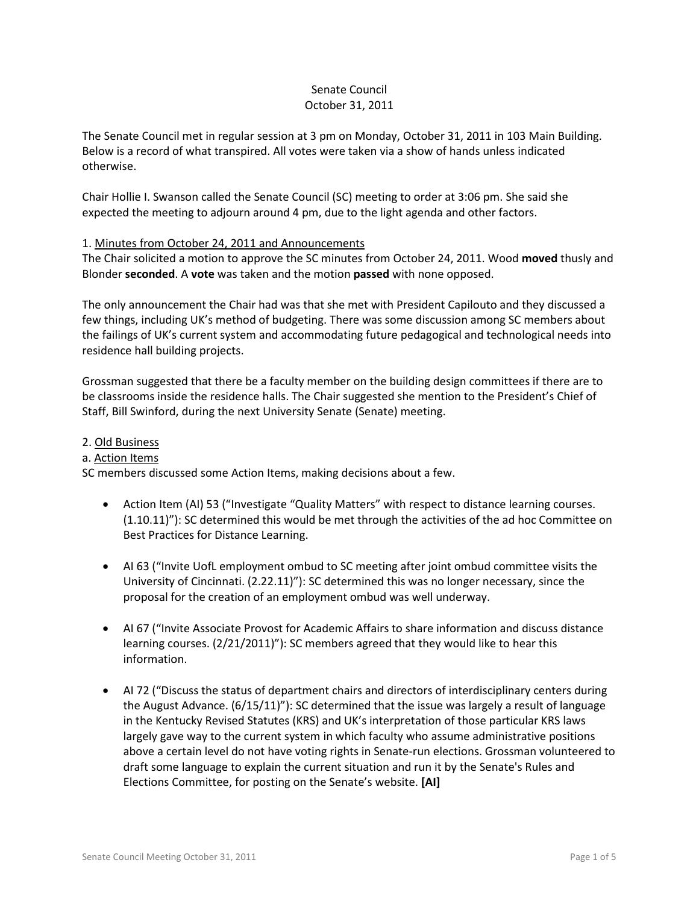Senate Council
October 31, 2011

The Senate Council met in regular session at 3 pm on Monday, October 31, 2011 in 103 Main Building. Below is a record of what transpired. All votes were taken via a show of hands unless indicated otherwise.

Chair Hollie I. Swanson called the Senate Council (SC) meeting to order at 3:06 pm. She said she expected the meeting to adjourn around 4 pm, due to the light agenda and other factors.

1. Minutes from October 24, 2011 and Announcements

The Chair solicited a motion to approve the SC minutes from October 24, 2011. Wood **moved** thusly and Blonder **seconded**. A **vote** was taken and the motion **passed** with none opposed.

The only announcement the Chair had was that she met with President Capilouto and they discussed a few things, including UK's method of budgeting. There was some discussion among SC members about the failings of UK's current system and accommodating future pedagogical and technological needs into residence hall building projects.

Grossman suggested that there be a faculty member on the building design committees if there are to be classrooms inside the residence halls. The Chair suggested she mention to the President's Chief of Staff, Bill Swinford, during the next University Senate (Senate) meeting.

2. Old Business

a. Action Items

SC members discussed some Action Items, making decisions about a few.

- Action Item (AI) 53 ("Investigate "Quality Matters" with respect to distance learning courses. (1.10.11)"): SC determined this would be met through the activities of the ad hoc Committee on Best Practices for Distance Learning.

- AI 63 ("Invite UofL employment ombud to SC meeting after joint ombud committee visits the University of Cincinnati. (2.22.11)"): SC determined this was no longer necessary, since the proposal for the creation of an employment ombud was well underway.

- AI 67 ("Invite Associate Provost for Academic Affairs to share information and discuss distance learning courses. (2/21/2011)"): SC members agreed that they would like to hear this information.

- AI 72 ("Discuss the status of department chairs and directors of interdisciplinary centers during the August Advance. (6/15/11)"): SC determined that the issue was largely a result of language in the Kentucky Revised Statutes (KRS) and UK's interpretation of those particular KRS laws largely gave way to the current system in which faculty who assume administrative positions above a certain level do not have voting rights in Senate-run elections. Grossman volunteered to draft some language to explain the current situation and run it by the Senate's Rules and Elections Committee, for posting on the Senate's website. **[AI]**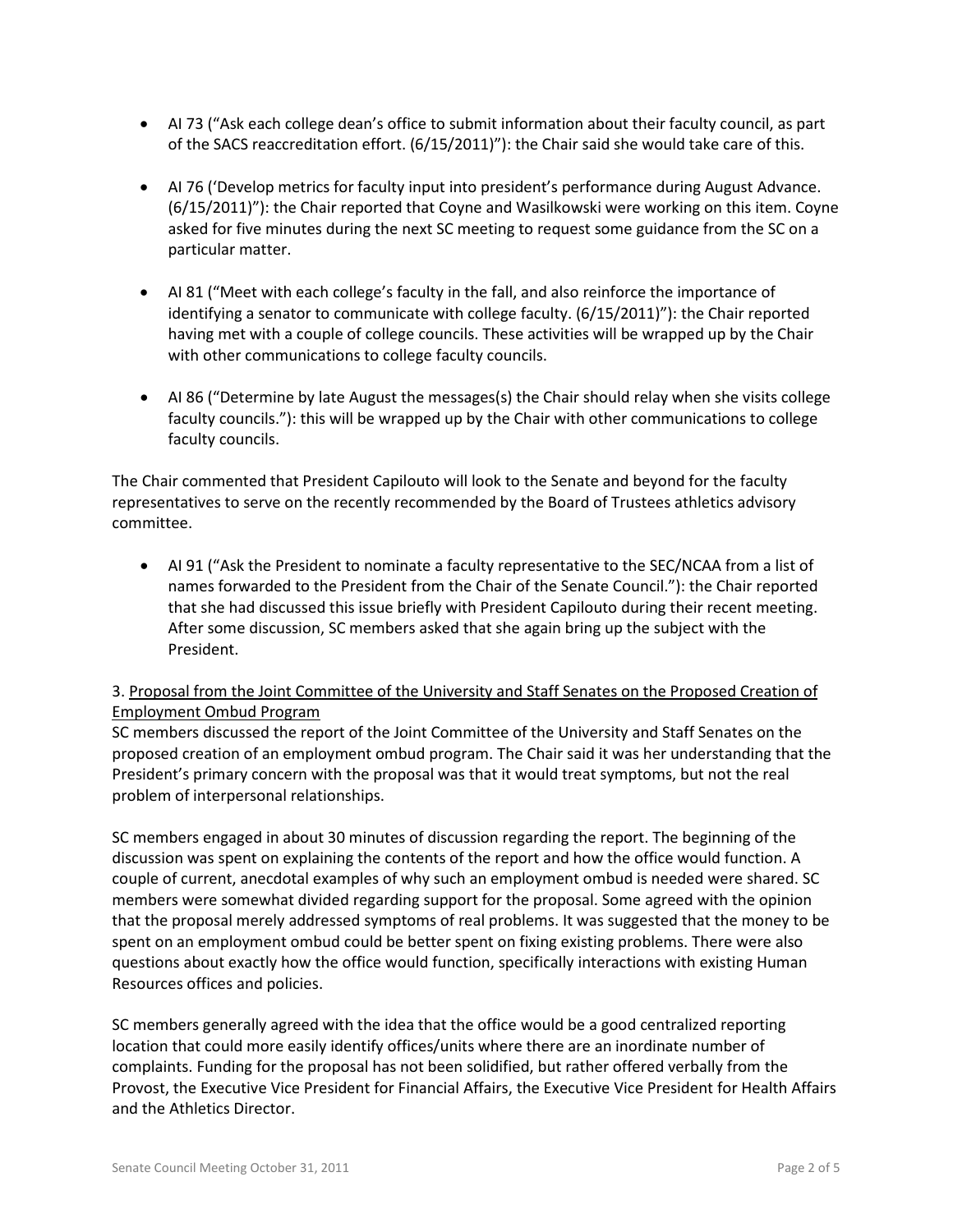- AI 73 ("Ask each college dean's office to submit information about their faculty council, as part of the SACS reaccreditation effort. (6/15/2011)"): the Chair said she would take care of this.

- AI 76 ('Develop metrics for faculty input into president's performance during August Advance. (6/15/2011)"): the Chair reported that Coyne and Wasilkowski were working on this item. Coyne asked for five minutes during the next SC meeting to request some guidance from the SC on a particular matter.

- AI 81 ("Meet with each college's faculty in the fall, and also reinforce the importance of identifying a senator to communicate with college faculty. (6/15/2011)"): the Chair reported having met with a couple of college councils. These activities will be wrapped up by the Chair with other communications to college faculty councils.

- AI 86 ("Determine by late August the messages(s) the Chair should relay when she visits college faculty councils."): this will be wrapped up by the Chair with other communications to college faculty councils.

The Chair commented that President Capilouto will look to the Senate and beyond for the faculty representatives to serve on the recently recommended by the Board of Trustees athletics advisory committee.

- AI 91 ("Ask the President to nominate a faculty representative to the SEC/NCAA from a list of names forwarded to the President from the Chair of the Senate Council."): the Chair reported that she had discussed this issue briefly with President Capilouto during their recent meeting. After some discussion, SC members asked that she again bring up the subject with the President.

3. Proposal from the Joint Committee of the University and Staff Senates on the Proposed Creation of Employment Ombud Program

SC members discussed the report of the Joint Committee of the University and Staff Senates on the proposed creation of an employment ombud program. The Chair said it was her understanding that the President's primary concern with the proposal was that it would treat symptoms, but not the real problem of interpersonal relationships.

SC members engaged in about 30 minutes of discussion regarding the report. The beginning of the discussion was spent on explaining the contents of the report and how the office would function. A couple of current, anecdotal examples of why such an employment ombud is needed were shared. SC members were somewhat divided regarding support for the proposal. Some agreed with the opinion that the proposal merely addressed symptoms of real problems. It was suggested that the money to be spent on an employment ombud could be better spent on fixing existing problems. There were also questions about exactly how the office would function, specifically interactions with existing Human Resources offices and policies.

SC members generally agreed with the idea that the office would be a good centralized reporting location that could more easily identify offices/units where there are an inordinate number of complaints. Funding for the proposal has not been solidified, but rather offered verbally from the Provost, the Executive Vice President for Financial Affairs, the Executive Vice President for Health Affairs and the Athletics Director.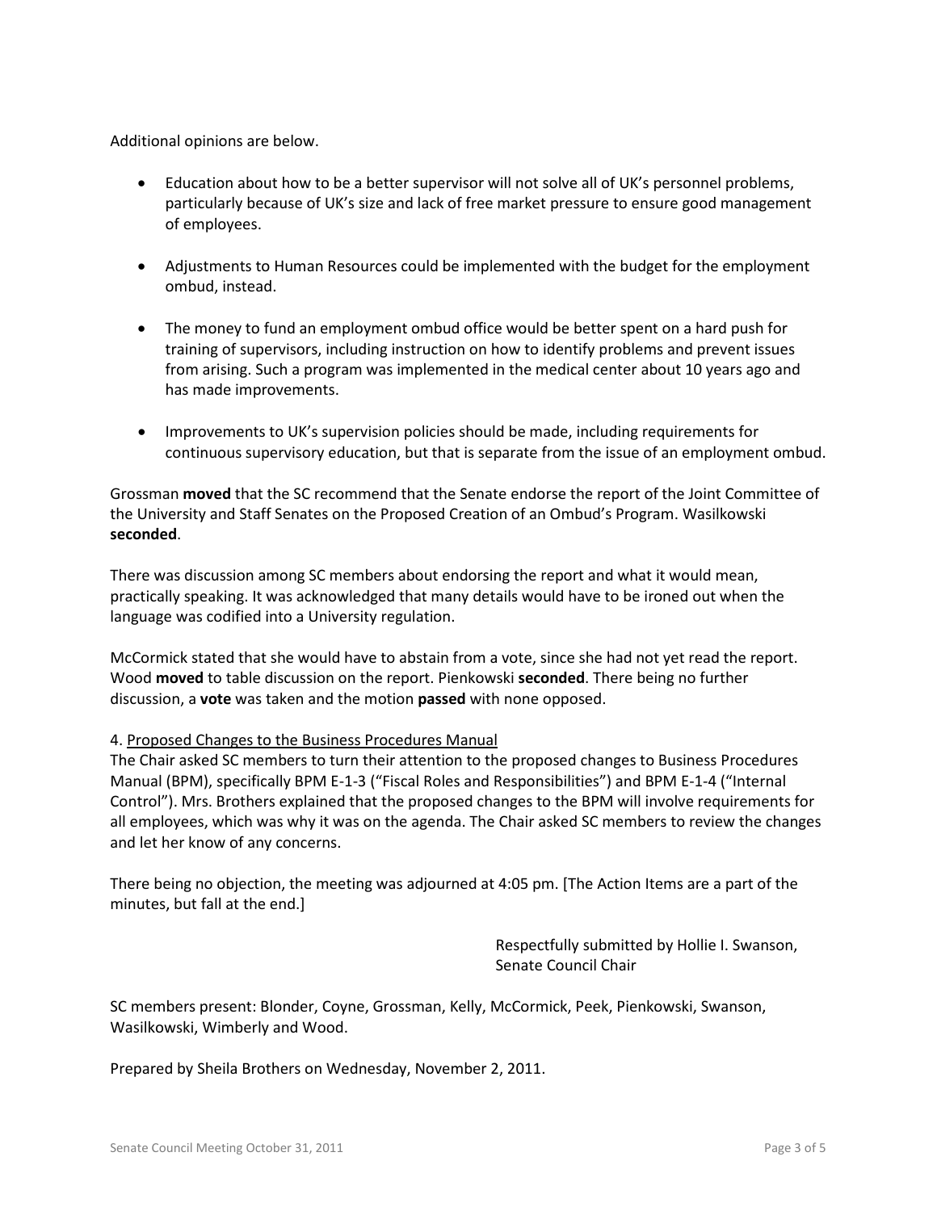Additional opinions are below.

- Education about how to be a better supervisor will not solve all of UK's personnel problems, particularly because of UK's size and lack of free market pressure to ensure good management of employees.

- Adjustments to Human Resources could be implemented with the budget for the employment ombud, instead.

- The money to fund an employment ombud office would be better spent on a hard push for training of supervisors, including instruction on how to identify problems and prevent issues from arising. Such a program was implemented in the medical center about 10 years ago and has made improvements.

- Improvements to UK's supervision policies should be made, including requirements for continuous supervisory education, but that is separate from the issue of an employment ombud.

Grossman **moved** that the SC recommend that the Senate endorse the report of the Joint Committee of the University and Staff Senates on the Proposed Creation of an Ombud's Program. Wasilkowski **seconded**.

There was discussion among SC members about endorsing the report and what it would mean, practically speaking. It was acknowledged that many details would have to be ironed out when the language was codified into a University regulation.

McCormick stated that she would have to abstain from a vote, since she had not yet read the report. Wood **moved** to table discussion on the report. Pienkowski **seconded**. There being no further discussion, a **vote** was taken and the motion **passed** with none opposed.

4. Proposed Changes to the Business Procedures Manual

The Chair asked SC members to turn their attention to the proposed changes to Business Procedures Manual (BPM), specifically BPM E-1-3 ("Fiscal Roles and Responsibilities") and BPM E-1-4 ("Internal Control"). Mrs. Brothers explained that the proposed changes to the BPM will involve requirements for all employees, which was why it was on the agenda. The Chair asked SC members to review the changes and let her know of any concerns.

There being no objection, the meeting was adjourned at 4:05 pm. [The Action Items are a part of the minutes, but fall at the end.]

Respectfully submitted by Hollie I. Swanson,
Senate Council Chair

SC members present: Blonder, Coyne, Grossman, Kelly, McCormick, Peek, Pienkowski, Swanson, Wasilkowski, Wimberly and Wood.

Prepared by Sheila Brothers on Wednesday, November 2, 2011.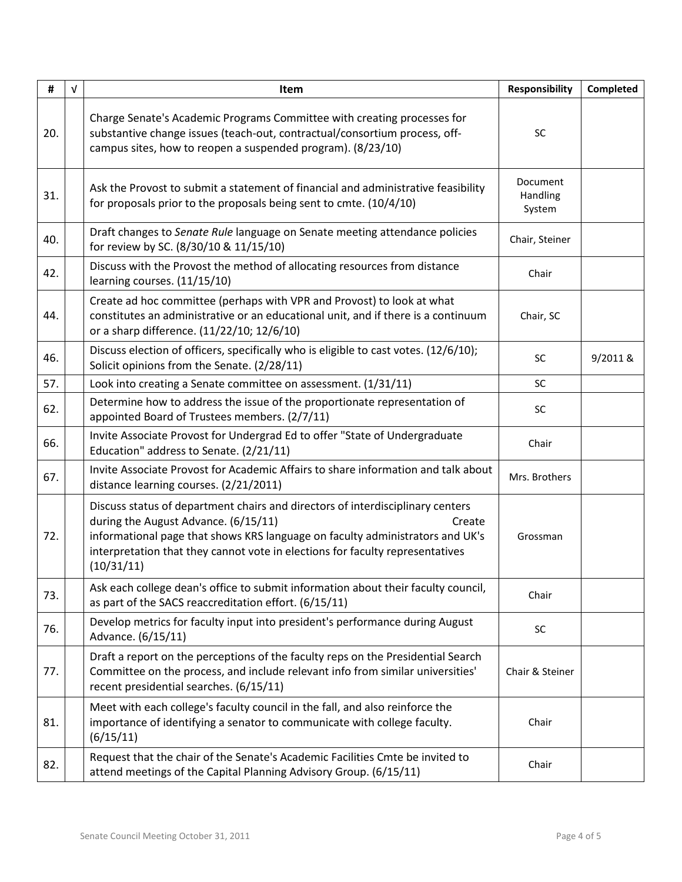| # | √ | Item | Responsibility | Completed |
|---|---|---|---|---|
| 20. | | Charge Senate's Academic Programs Committee with creating processes for substantive change issues (teach-out, contractual/consortium process, off-campus sites, how to reopen a suspended program). (8/23/10) | SC | |
| 31. | | Ask the Provost to submit a statement of financial and administrative feasibility for proposals prior to the proposals being sent to cmte. (10/4/10) | Document Handling System | |
| 40. | | Draft changes to *Senate Rule* language on Senate meeting attendance policies for review by SC. (8/30/10 & 11/15/10) | Chair, Steiner | |
| 42. | | Discuss with the Provost the method of allocating resources from distance learning courses. (11/15/10) | Chair | |
| 44. | | Create ad hoc committee (perhaps with VPR and Provost) to look at what constitutes an administrative or an educational unit, and if there is a continuum or a sharp difference. (11/22/10; 12/6/10) | Chair, SC | |
| 46. | | Discuss election of officers, specifically who is eligible to cast votes. (12/6/10); Solicit opinions from the Senate. (2/28/11) | SC | 9/2011 & |
| 57. | | Look into creating a Senate committee on assessment. (1/31/11) | SC | |
| 62. | | Determine how to address the issue of the proportionate representation of appointed Board of Trustees members. (2/7/11) | SC | |
| 66. | | Invite Associate Provost for Undergrad Ed to offer "State of Undergraduate Education" address to Senate. (2/21/11) | Chair | |
| 67. | | Invite Associate Provost for Academic Affairs to share information and talk about distance learning courses. (2/21/2011) | Mrs. Brothers | |
| 72. | | Discuss status of department chairs and directors of interdisciplinary centers during the August Advance. (6/15/11) Create informational page that shows KRS language on faculty administrators and UK's interpretation that they cannot vote in elections for faculty representatives (10/31/11) | Grossman | |
| 73. | | Ask each college dean's office to submit information about their faculty council, as part of the SACS reaccreditation effort. (6/15/11) | Chair | |
| 76. | | Develop metrics for faculty input into president's performance during August Advance. (6/15/11) | SC | |
| 77. | | Draft a report on the perceptions of the faculty reps on the Presidential Search Committee on the process, and include relevant info from similar universities' recent presidential searches. (6/15/11) | Chair & Steiner | |
| 81. | | Meet with each college's faculty council in the fall, and also reinforce the importance of identifying a senator to communicate with college faculty. (6/15/11) | Chair | |
| 82. | | Request that the chair of the Senate's Academic Facilities Cmte be invited to attend meetings of the Capital Planning Advisory Group. (6/15/11) | Chair | |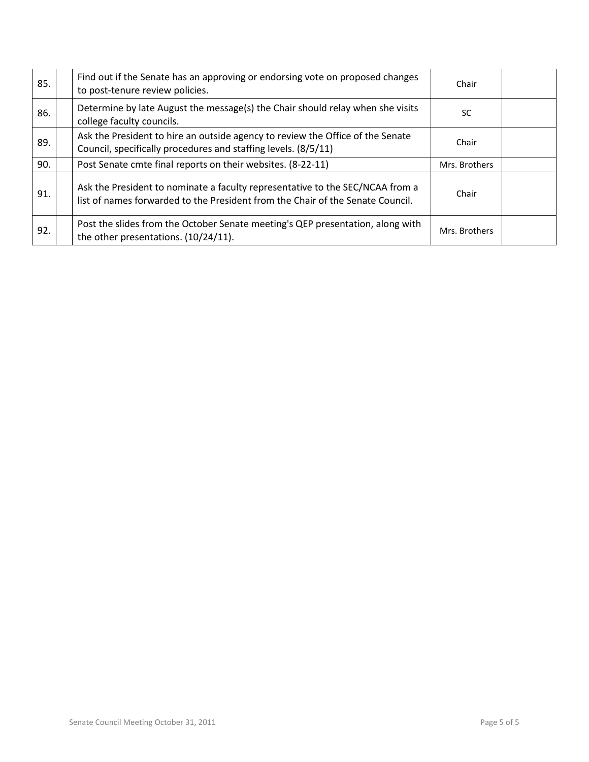| | | | | |
|---|---|---|---|---|
| 85. | | Find out if the Senate has an approving or endorsing vote on proposed changes to post-tenure review policies. | Chair | |
| 86. | | Determine by late August the message(s) the Chair should relay when she visits college faculty councils. | SC | |
| 89. | | Ask the President to hire an outside agency to review the Office of the Senate Council, specifically procedures and staffing levels. (8/5/11) | Chair | |
| 90. | | Post Senate cmte final reports on their websites. (8-22-11) | Mrs. Brothers | |
| 91. | | Ask the President to nominate a faculty representative to the SEC/NCAA from a list of names forwarded to the President from the Chair of the Senate Council. | Chair | |
| 92. | | Post the slides from the October Senate meeting's QEP presentation, along with the other presentations. (10/24/11). | Mrs. Brothers | |